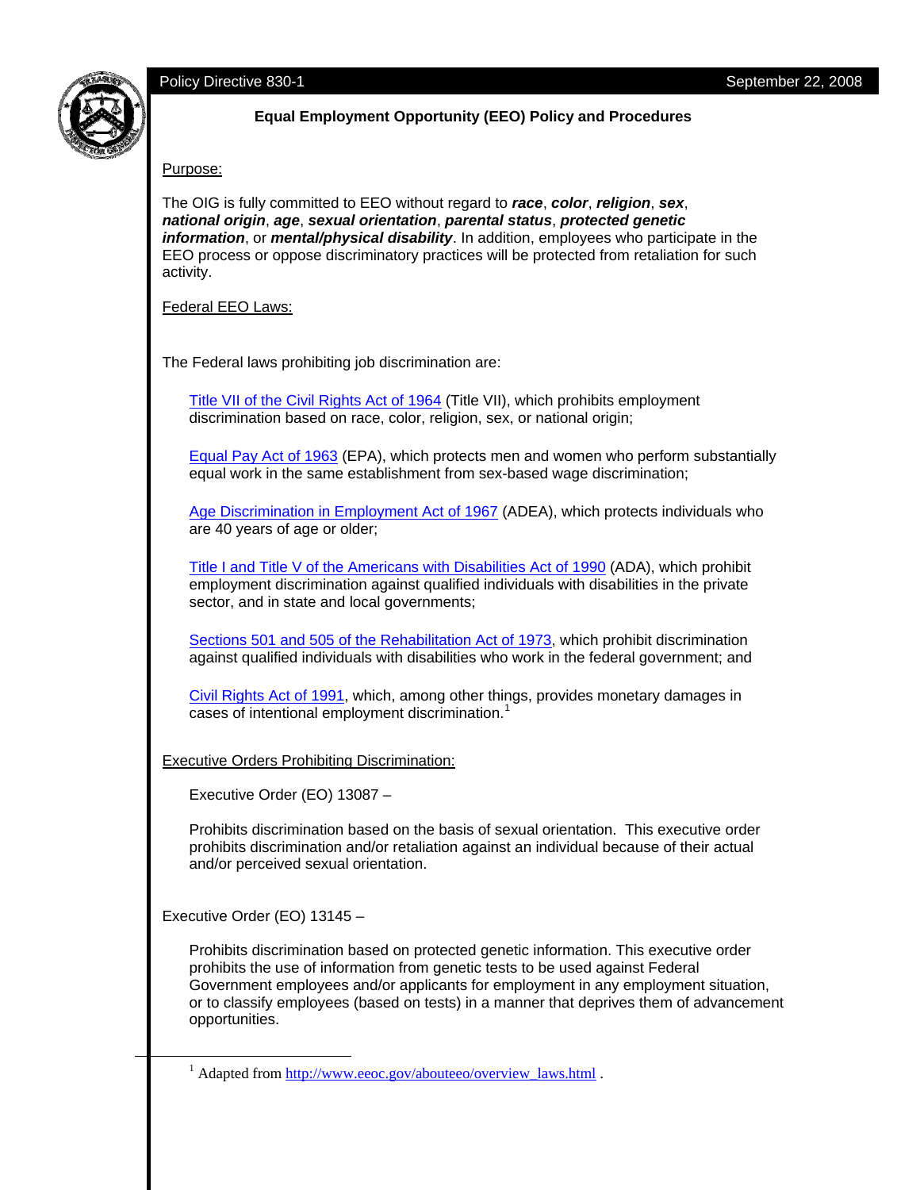Policy Directive 830-1 September 22, 2008

# Equal Employment Opportunity (EEO) Policy and Procedures

Purpose:

The OIG is fully committed to EEO without regard to ***race***, ***color***, ***religion***, ***sex***, ***national origin***, ***age***, ***sexual orientation***, ***parental status***, ***protected genetic information***, or ***mental/physical disability***. In addition, employees who participate in the EEO process or oppose discriminatory practices will be protected from retaliation for such activity.

Federal EEO Laws:

The Federal laws prohibiting job discrimination are:

Title VII of the Civil Rights Act of 1964 (Title VII), which prohibits employment discrimination based on race, color, religion, sex, or national origin;

Equal Pay Act of 1963 (EPA), which protects men and women who perform substantially equal work in the same establishment from sex-based wage discrimination;

Age Discrimination in Employment Act of 1967 (ADEA), which protects individuals who are 40 years of age or older;

Title I and Title V of the Americans with Disabilities Act of 1990 (ADA), which prohibit employment discrimination against qualified individuals with disabilities in the private sector, and in state and local governments;

Sections 501 and 505 of the Rehabilitation Act of 1973, which prohibit discrimination against qualified individuals with disabilities who work in the federal government; and

Civil Rights Act of 1991, which, among other things, provides monetary damages in cases of intentional employment discrimination.[1]

Executive Orders Prohibiting Discrimination:

Executive Order (EO) 13087 –

Prohibits discrimination based on the basis of sexual orientation. This executive order prohibits discrimination and/or retaliation against an individual because of their actual and/or perceived sexual orientation.

Executive Order (EO) 13145 –

Prohibits discrimination based on protected genetic information. This executive order prohibits the use of information from genetic tests to be used against Federal Government employees and/or applicants for employment in any employment situation, or to classify employees (based on tests) in a manner that deprives them of advancement opportunities.

[1] Adapted from http://www.eeoc.gov/abouteeo/overview_laws.html .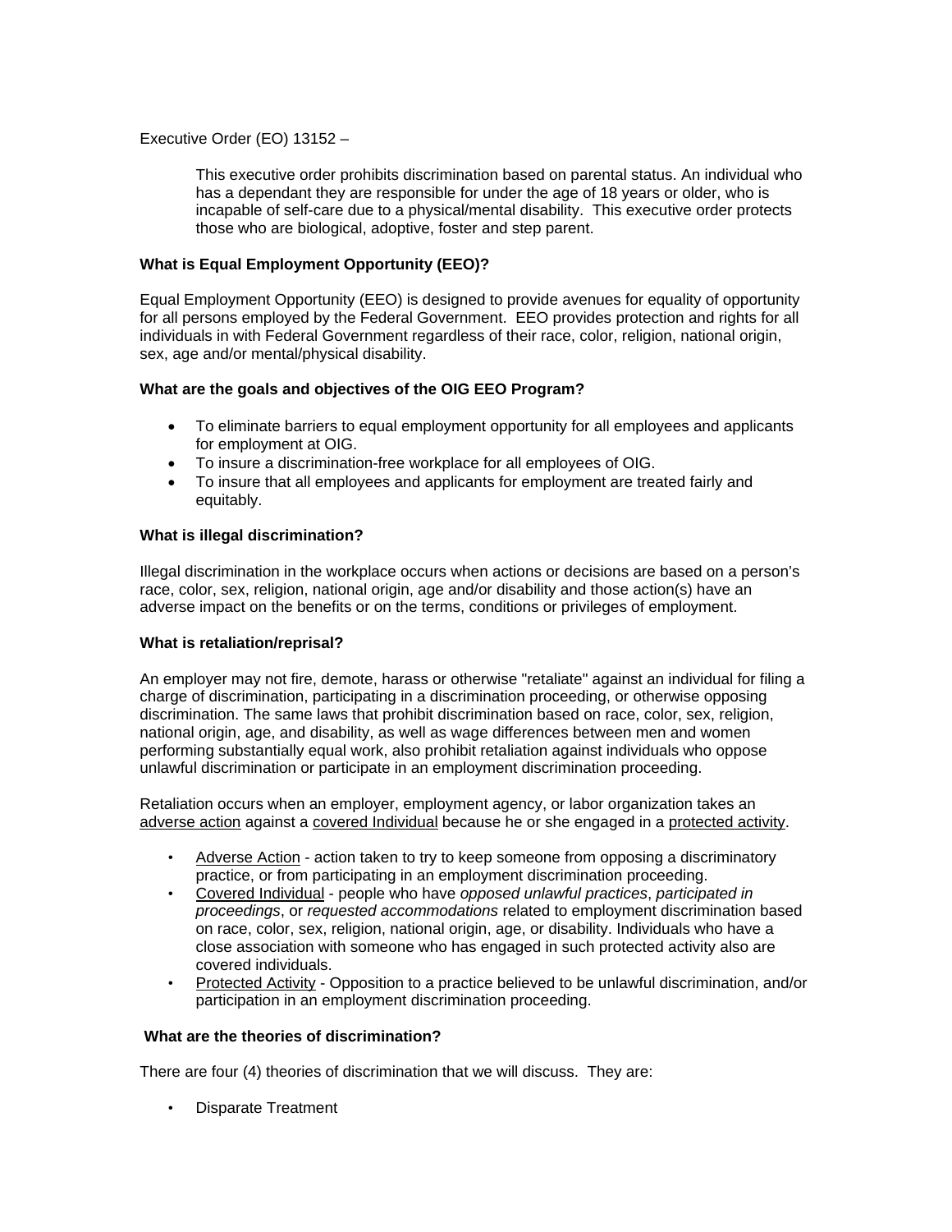Executive Order (EO) 13152 –

> This executive order prohibits discrimination based on parental status. An individual who has a dependant they are responsible for under the age of 18 years or older, who is incapable of self-care due to a physical/mental disability. This executive order protects those who are biological, adoptive, foster and step parent.

**What is Equal Employment Opportunity (EEO)?**

Equal Employment Opportunity (EEO) is designed to provide avenues for equality of opportunity for all persons employed by the Federal Government. EEO provides protection and rights for all individuals in with Federal Government regardless of their race, color, religion, national origin, sex, age and/or mental/physical disability.

**What are the goals and objectives of the OIG EEO Program?**

- To eliminate barriers to equal employment opportunity for all employees and applicants for employment at OIG.
- To insure a discrimination-free workplace for all employees of OIG.
- To insure that all employees and applicants for employment are treated fairly and equitably.

**What is illegal discrimination?**

Illegal discrimination in the workplace occurs when actions or decisions are based on a person's race, color, sex, religion, national origin, age and/or disability and those action(s) have an adverse impact on the benefits or on the terms, conditions or privileges of employment.

**What is retaliation/reprisal?**

An employer may not fire, demote, harass or otherwise "retaliate" against an individual for filing a charge of discrimination, participating in a discrimination proceeding, or otherwise opposing discrimination. The same laws that prohibit discrimination based on race, color, sex, religion, national origin, age, and disability, as well as wage differences between men and women performing substantially equal work, also prohibit retaliation against individuals who oppose unlawful discrimination or participate in an employment discrimination proceeding.

Retaliation occurs when an employer, employment agency, or labor organization takes an adverse action against a covered Individual because he or she engaged in a protected activity.

- Adverse Action - action taken to try to keep someone from opposing a discriminatory practice, or from participating in an employment discrimination proceeding.
- Covered Individual - people who have *opposed unlawful practices*, *participated in proceedings*, or *requested accommodations* related to employment discrimination based on race, color, sex, religion, national origin, age, or disability. Individuals who have a close association with someone who has engaged in such protected activity also are covered individuals.
- Protected Activity - Opposition to a practice believed to be unlawful discrimination, and/or participation in an employment discrimination proceeding.

**What are the theories of discrimination?**

There are four (4) theories of discrimination that we will discuss. They are:

- Disparate Treatment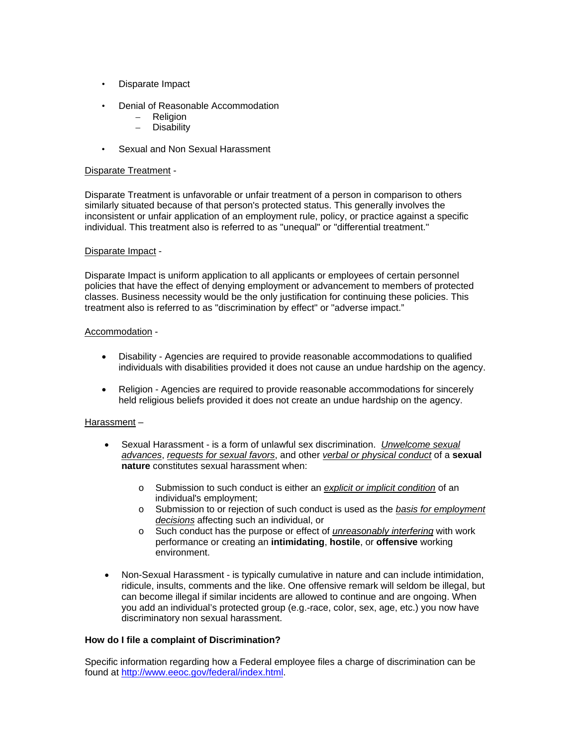- Disparate Impact
- Denial of Reasonable Accommodation
  - Religion
  - Disability
- Sexual and Non Sexual Harassment

Disparate Treatment -

Disparate Treatment is unfavorable or unfair treatment of a person in comparison to others similarly situated because of that person's protected status. This generally involves the inconsistent or unfair application of an employment rule, policy, or practice against a specific individual. This treatment also is referred to as "unequal" or "differential treatment."

Disparate Impact -

Disparate Impact is uniform application to all applicants or employees of certain personnel policies that have the effect of denying employment or advancement to members of protected classes. Business necessity would be the only justification for continuing these policies. This treatment also is referred to as "discrimination by effect" or "adverse impact."

Accommodation -

- Disability - Agencies are required to provide reasonable accommodations to qualified individuals with disabilities provided it does not cause an undue hardship on the agency.
- Religion - Agencies are required to provide reasonable accommodations for sincerely held religious beliefs provided it does not create an undue hardship on the agency.

Harassment –

- Sexual Harassment - is a form of unlawful sex discrimination. *Unwelcome sexual advances*, *requests for sexual favors*, and other *verbal or physical conduct* of a **sexual nature** constitutes sexual harassment when:
  - Submission to such conduct is either an *explicit or implicit condition* of an individual's employment;
  - Submission to or rejection of such conduct is used as the *basis for employment decisions* affecting such an individual, or
  - Such conduct has the purpose or effect of *unreasonably interfering* with work performance or creating an **intimidating**, **hostile**, or **offensive** working environment.
- Non-Sexual Harassment - is typically cumulative in nature and can include intimidation, ridicule, insults, comments and the like. One offensive remark will seldom be illegal, but can become illegal if similar incidents are allowed to continue and are ongoing. When you add an individual's protected group (e.g.-race, color, sex, age, etc.) you now have discriminatory non sexual harassment.

**How do I file a complaint of Discrimination?**

Specific information regarding how a Federal employee files a charge of discrimination can be found at http://www.eeoc.gov/federal/index.html.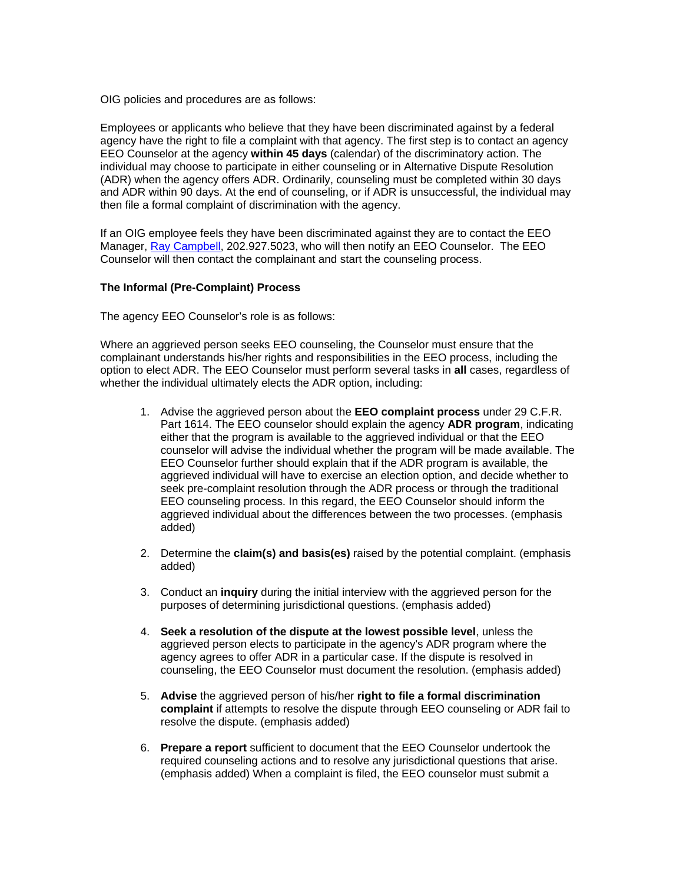OIG policies and procedures are as follows:

Employees or applicants who believe that they have been discriminated against by a federal agency have the right to file a complaint with that agency. The first step is to contact an agency EEO Counselor at the agency **within 45 days** (calendar) of the discriminatory action. The individual may choose to participate in either counseling or in Alternative Dispute Resolution (ADR) when the agency offers ADR. Ordinarily, counseling must be completed within 30 days and ADR within 90 days. At the end of counseling, or if ADR is unsuccessful, the individual may then file a formal complaint of discrimination with the agency.

If an OIG employee feels they have been discriminated against they are to contact the EEO Manager, Ray Campbell, 202.927.5023, who will then notify an EEO Counselor. The EEO Counselor will then contact the complainant and start the counseling process.

**The Informal (Pre-Complaint) Process**

The agency EEO Counselor's role is as follows:

Where an aggrieved person seeks EEO counseling, the Counselor must ensure that the complainant understands his/her rights and responsibilities in the EEO process, including the option to elect ADR. The EEO Counselor must perform several tasks in **all** cases, regardless of whether the individual ultimately elects the ADR option, including:

1. Advise the aggrieved person about the **EEO complaint process** under 29 C.F.R. Part 1614. The EEO counselor should explain the agency **ADR program**, indicating either that the program is available to the aggrieved individual or that the EEO counselor will advise the individual whether the program will be made available. The EEO Counselor further should explain that if the ADR program is available, the aggrieved individual will have to exercise an election option, and decide whether to seek pre-complaint resolution through the ADR process or through the traditional EEO counseling process. In this regard, the EEO Counselor should inform the aggrieved individual about the differences between the two processes. (emphasis added)

2. Determine the **claim(s) and basis(es)** raised by the potential complaint. (emphasis added)

3. Conduct an **inquiry** during the initial interview with the aggrieved person for the purposes of determining jurisdictional questions. (emphasis added)

4. **Seek a resolution of the dispute at the lowest possible level**, unless the aggrieved person elects to participate in the agency's ADR program where the agency agrees to offer ADR in a particular case. If the dispute is resolved in counseling, the EEO Counselor must document the resolution. (emphasis added)

5. **Advise** the aggrieved person of his/her **right to file a formal discrimination complaint** if attempts to resolve the dispute through EEO counseling or ADR fail to resolve the dispute. (emphasis added)

6. **Prepare a report** sufficient to document that the EEO Counselor undertook the required counseling actions and to resolve any jurisdictional questions that arise. (emphasis added) When a complaint is filed, the EEO counselor must submit a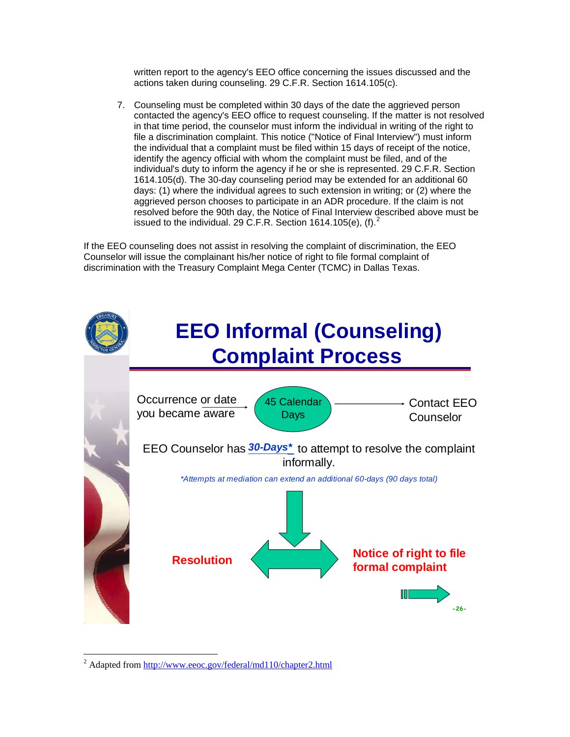written report to the agency's EEO office concerning the issues discussed and the actions taken during counseling. 29 C.F.R. Section 1614.105(c).

7. Counseling must be completed within 30 days of the date the aggrieved person contacted the agency's EEO office to request counseling. If the matter is not resolved in that time period, the counselor must inform the individual in writing of the right to file a discrimination complaint. This notice ("Notice of Final Interview") must inform the individual that a complaint must be filed within 15 days of receipt of the notice, identify the agency official with whom the complaint must be filed, and of the individual's duty to inform the agency if he or she is represented. 29 C.F.R. Section 1614.105(d). The 30-day counseling period may be extended for an additional 60 days: (1) where the individual agrees to such extension in writing; or (2) where the aggrieved person chooses to participate in an ADR procedure. If the claim is not resolved before the 90th day, the Notice of Final Interview described above must be issued to the individual. 29 C.F.R. Section 1614.105(e), (f).[2]

If the EEO counseling does not assist in resolving the complaint of discrimination, the EEO Counselor will issue the complainant his/her notice of right to file formal complaint of discrimination with the Treasury Complaint Mega Center (TCMC) in Dallas Texas.

# EEO Informal (Counseling) Complaint Process

Occurrence or date you became aware

45 Calendar Days

Contact EEO Counselor

EEO Counselor has ***30-Days**** to attempt to resolve the complaint informally.

**Attempts at mediation can extend an additional 60-days (90 days total)*

**Resolution**

**Notice of right to file formal complaint**

-26-

---

[2] Adapted from http://www.eeoc.gov/federal/md110/chapter2.html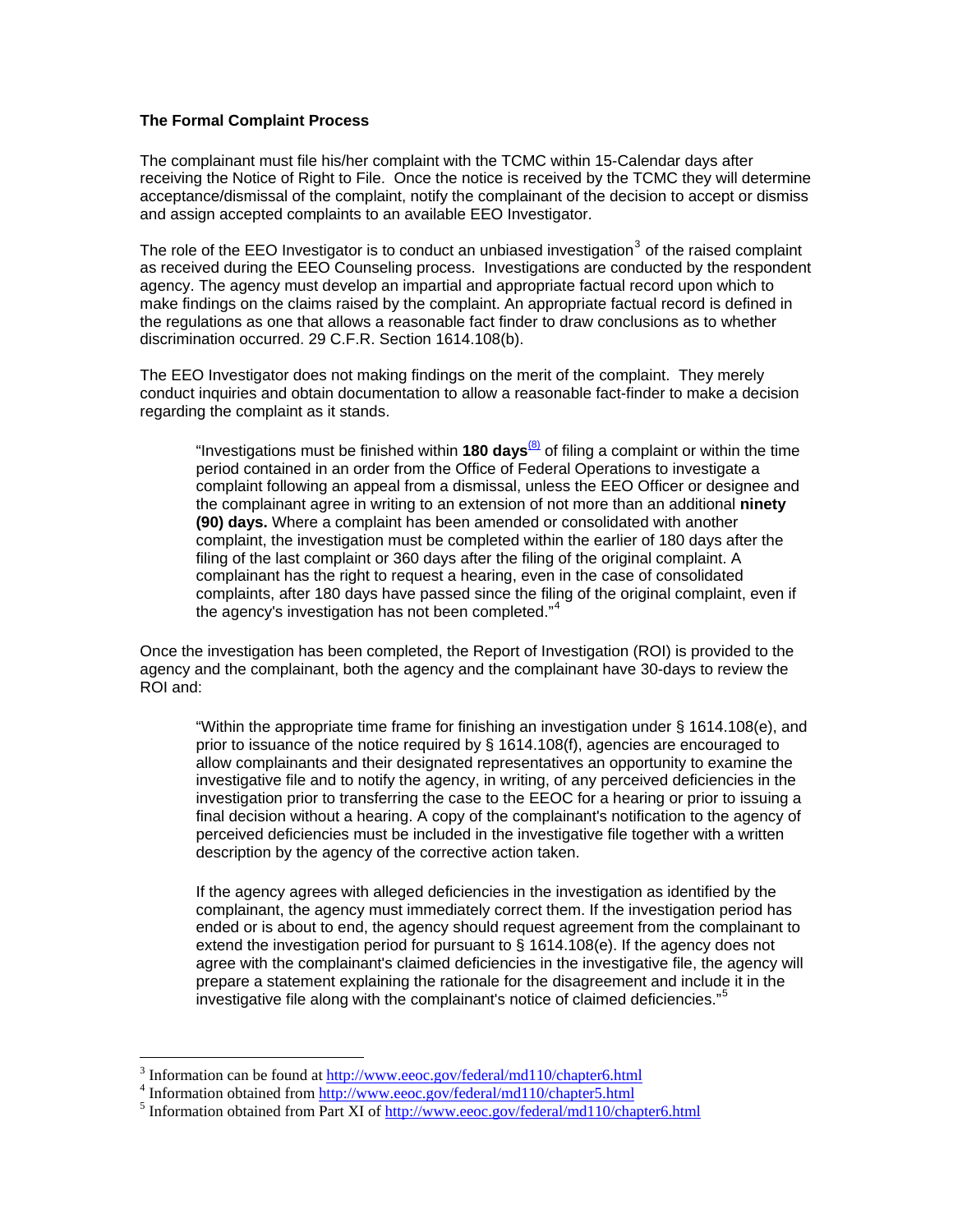**The Formal Complaint Process**

The complainant must file his/her complaint with the TCMC within 15-Calendar days after receiving the Notice of Right to File. Once the notice is received by the TCMC they will determine acceptance/dismissal of the complaint, notify the complainant of the decision to accept or dismiss and assign accepted complaints to an available EEO Investigator.

The role of the EEO Investigator is to conduct an unbiased investigation[3] of the raised complaint as received during the EEO Counseling process. Investigations are conducted by the respondent agency. The agency must develop an impartial and appropriate factual record upon which to make findings on the claims raised by the complaint. An appropriate factual record is defined in the regulations as one that allows a reasonable fact finder to draw conclusions as to whether discrimination occurred. 29 C.F.R. Section 1614.108(b).

The EEO Investigator does not making findings on the merit of the complaint. They merely conduct inquiries and obtain documentation to allow a reasonable fact-finder to make a decision regarding the complaint as it stands.

> "Investigations must be finished within **180 days**[(8)] of filing a complaint or within the time period contained in an order from the Office of Federal Operations to investigate a complaint following an appeal from a dismissal, unless the EEO Officer or designee and the complainant agree in writing to an extension of not more than an additional **ninety (90) days.** Where a complaint has been amended or consolidated with another complaint, the investigation must be completed within the earlier of 180 days after the filing of the last complaint or 360 days after the filing of the original complaint. A complainant has the right to request a hearing, even in the case of consolidated complaints, after 180 days have passed since the filing of the original complaint, even if the agency's investigation has not been completed."[4]

Once the investigation has been completed, the Report of Investigation (ROI) is provided to the agency and the complainant, both the agency and the complainant have 30-days to review the ROI and:

> "Within the appropriate time frame for finishing an investigation under § 1614.108(e), and prior to issuance of the notice required by § 1614.108(f), agencies are encouraged to allow complainants and their designated representatives an opportunity to examine the investigative file and to notify the agency, in writing, of any perceived deficiencies in the investigation prior to transferring the case to the EEOC for a hearing or prior to issuing a final decision without a hearing. A copy of the complainant's notification to the agency of perceived deficiencies must be included in the investigative file together with a written description by the agency of the corrective action taken.
>
> If the agency agrees with alleged deficiencies in the investigation as identified by the complainant, the agency must immediately correct them. If the investigation period has ended or is about to end, the agency should request agreement from the complainant to extend the investigation period for pursuant to § 1614.108(e). If the agency does not agree with the complainant's claimed deficiencies in the investigative file, the agency will prepare a statement explaining the rationale for the disagreement and include it in the investigative file along with the complainant's notice of claimed deficiencies."[5]

---

[3] Information can be found at http://www.eeoc.gov/federal/md110/chapter6.html

[4] Information obtained from http://www.eeoc.gov/federal/md110/chapter5.html

[5] Information obtained from Part XI of http://www.eeoc.gov/federal/md110/chapter6.html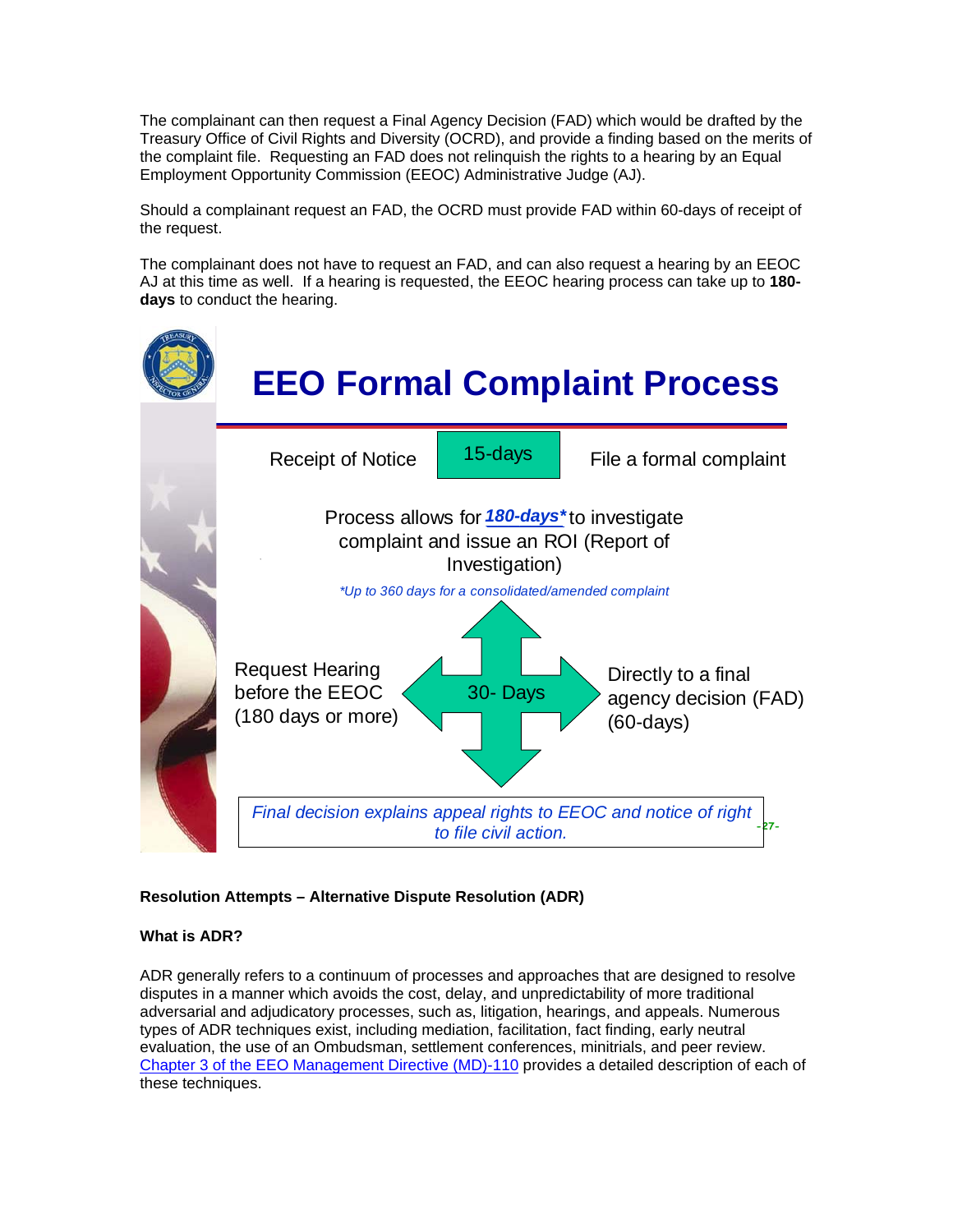The complainant can then request a Final Agency Decision (FAD) which would be drafted by the Treasury Office of Civil Rights and Diversity (OCRD), and provide a finding based on the merits of the complaint file. Requesting an FAD does not relinquish the rights to a hearing by an Equal Employment Opportunity Commission (EEOC) Administrative Judge (AJ).

Should a complainant request an FAD, the OCRD must provide FAD within 60-days of receipt of the request.

The complainant does not have to request an FAD, and can also request a hearing by an EEOC AJ at this time as well. If a hearing is requested, the EEOC hearing process can take up to **180-days** to conduct the hearing.

## EEO Formal Complaint Process

Receipt of Notice

15-days

File a formal complaint

Process allows for ***180-days**** to investigate complaint and issue an ROI (Report of Investigation)

*\*Up to 360 days for a consolidated/amended complaint*

Request Hearing before the EEOC (180 days or more)

30- Days

Directly to a final agency decision (FAD) (60-days)

*Final decision explains appeal rights to EEOC and notice of right to file civil action.*

**Resolution Attempts – Alternative Dispute Resolution (ADR)**

**What is ADR?**

ADR generally refers to a continuum of processes and approaches that are designed to resolve disputes in a manner which avoids the cost, delay, and unpredictability of more traditional adversarial and adjudicatory processes, such as, litigation, hearings, and appeals. Numerous types of ADR techniques exist, including mediation, facilitation, fact finding, early neutral evaluation, the use of an Ombudsman, settlement conferences, minitrials, and peer review. Chapter 3 of the EEO Management Directive (MD)-110 provides a detailed description of each of these techniques.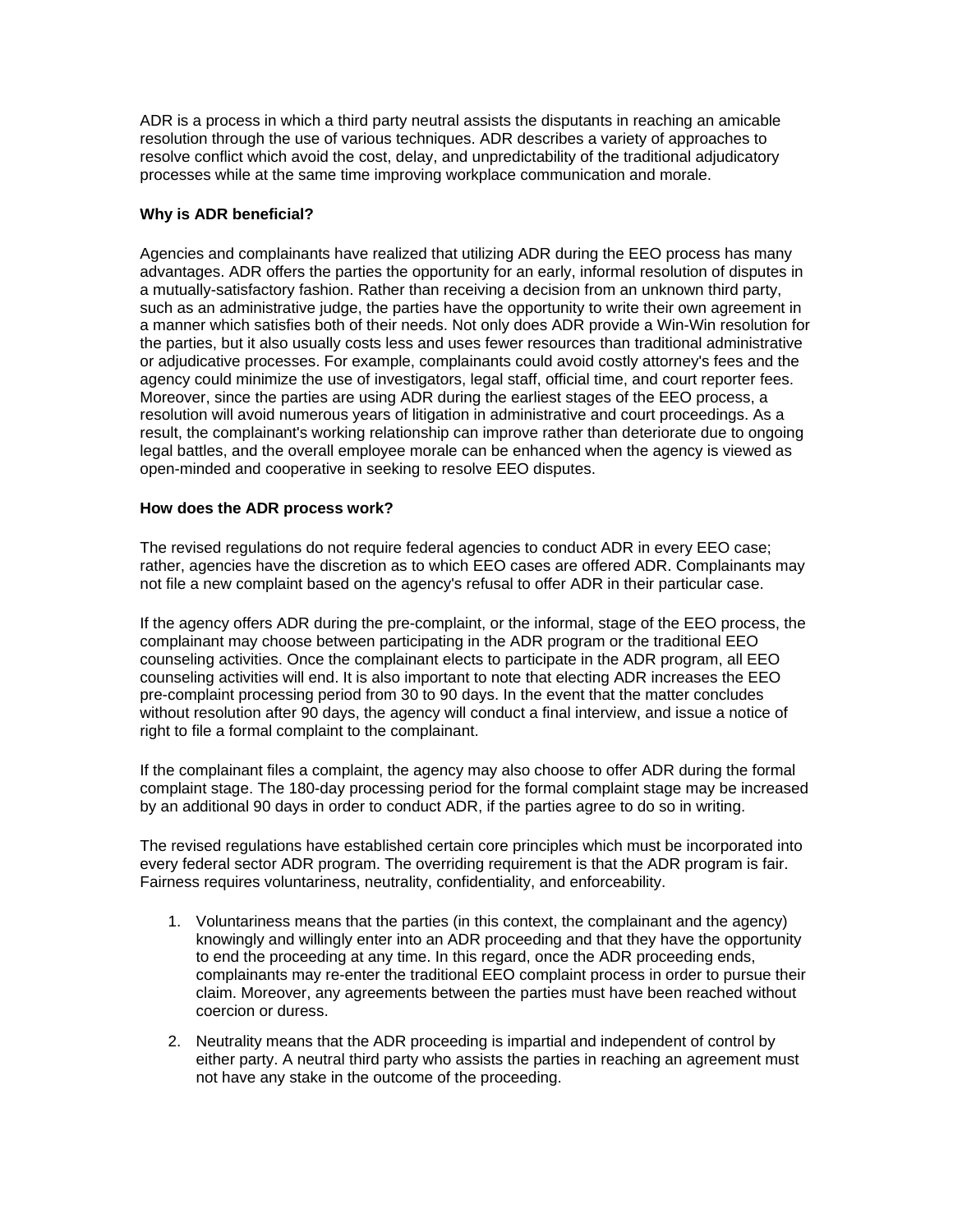ADR is a process in which a third party neutral assists the disputants in reaching an amicable resolution through the use of various techniques. ADR describes a variety of approaches to resolve conflict which avoid the cost, delay, and unpredictability of the traditional adjudicatory processes while at the same time improving workplace communication and morale.

**Why is ADR beneficial?**

Agencies and complainants have realized that utilizing ADR during the EEO process has many advantages. ADR offers the parties the opportunity for an early, informal resolution of disputes in a mutually-satisfactory fashion. Rather than receiving a decision from an unknown third party, such as an administrative judge, the parties have the opportunity to write their own agreement in a manner which satisfies both of their needs. Not only does ADR provide a Win-Win resolution for the parties, but it also usually costs less and uses fewer resources than traditional administrative or adjudicative processes. For example, complainants could avoid costly attorney's fees and the agency could minimize the use of investigators, legal staff, official time, and court reporter fees. Moreover, since the parties are using ADR during the earliest stages of the EEO process, a resolution will avoid numerous years of litigation in administrative and court proceedings. As a result, the complainant's working relationship can improve rather than deteriorate due to ongoing legal battles, and the overall employee morale can be enhanced when the agency is viewed as open-minded and cooperative in seeking to resolve EEO disputes.

**How does the ADR process work?**

The revised regulations do not require federal agencies to conduct ADR in every EEO case; rather, agencies have the discretion as to which EEO cases are offered ADR. Complainants may not file a new complaint based on the agency's refusal to offer ADR in their particular case.

If the agency offers ADR during the pre-complaint, or the informal, stage of the EEO process, the complainant may choose between participating in the ADR program or the traditional EEO counseling activities. Once the complainant elects to participate in the ADR program, all EEO counseling activities will end. It is also important to note that electing ADR increases the EEO pre-complaint processing period from 30 to 90 days. In the event that the matter concludes without resolution after 90 days, the agency will conduct a final interview, and issue a notice of right to file a formal complaint to the complainant.

If the complainant files a complaint, the agency may also choose to offer ADR during the formal complaint stage. The 180-day processing period for the formal complaint stage may be increased by an additional 90 days in order to conduct ADR, if the parties agree to do so in writing.

The revised regulations have established certain core principles which must be incorporated into every federal sector ADR program. The overriding requirement is that the ADR program is fair. Fairness requires voluntariness, neutrality, confidentiality, and enforceability.

1. Voluntariness means that the parties (in this context, the complainant and the agency) knowingly and willingly enter into an ADR proceeding and that they have the opportunity to end the proceeding at any time. In this regard, once the ADR proceeding ends, complainants may re-enter the traditional EEO complaint process in order to pursue their claim. Moreover, any agreements between the parties must have been reached without coercion or duress.
2. Neutrality means that the ADR proceeding is impartial and independent of control by either party. A neutral third party who assists the parties in reaching an agreement must not have any stake in the outcome of the proceeding.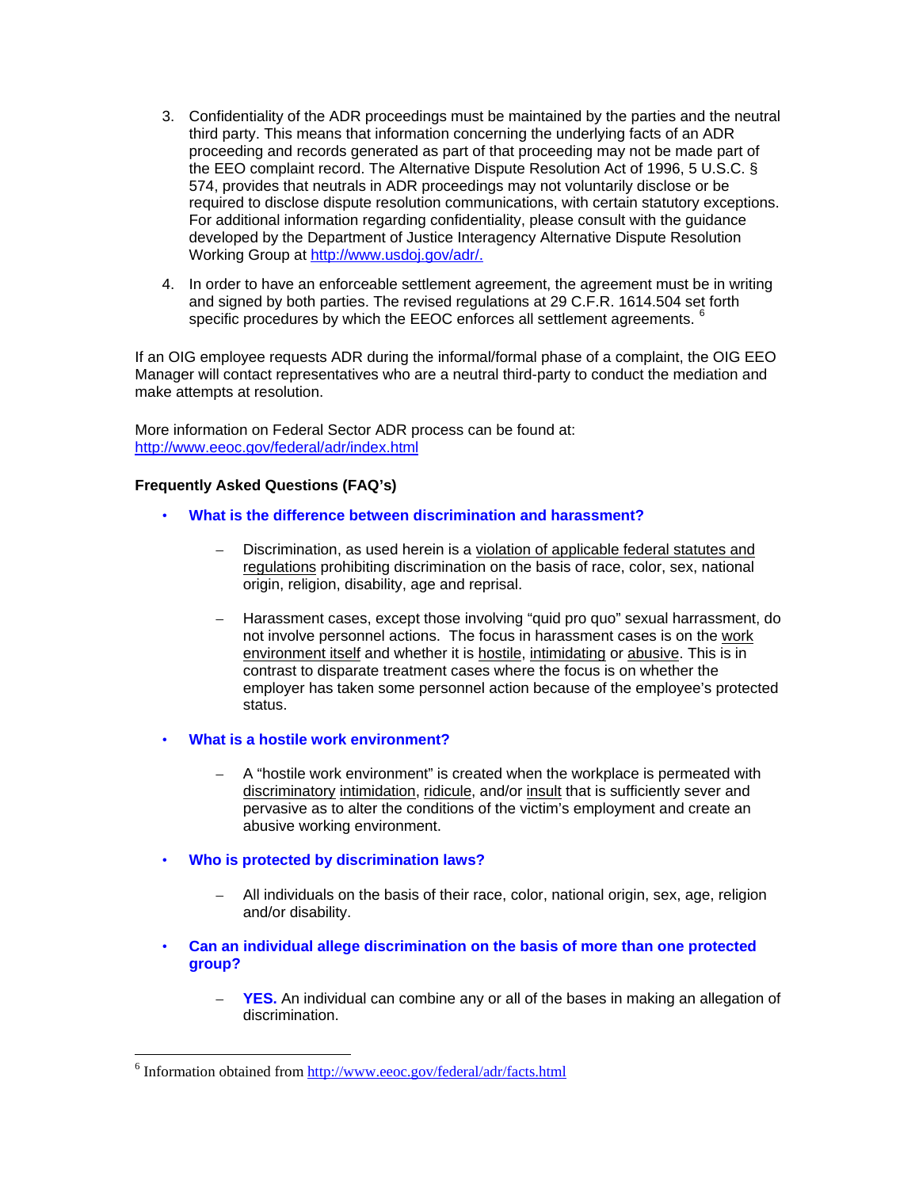3. Confidentiality of the ADR proceedings must be maintained by the parties and the neutral third party. This means that information concerning the underlying facts of an ADR proceeding and records generated as part of that proceeding may not be made part of the EEO complaint record. The Alternative Dispute Resolution Act of 1996, 5 U.S.C. § 574, provides that neutrals in ADR proceedings may not voluntarily disclose or be required to disclose dispute resolution communications, with certain statutory exceptions. For additional information regarding confidentiality, please consult with the guidance developed by the Department of Justice Interagency Alternative Dispute Resolution Working Group at http://www.usdoj.gov/adr/.

4. In order to have an enforceable settlement agreement, the agreement must be in writing and signed by both parties. The revised regulations at 29 C.F.R. 1614.504 set forth specific procedures by which the EEOC enforces all settlement agreements. [6]

If an OIG employee requests ADR during the informal/formal phase of a complaint, the OIG EEO Manager will contact representatives who are a neutral third-party to conduct the mediation and make attempts at resolution.

More information on Federal Sector ADR process can be found at:
http://www.eeoc.gov/federal/adr/index.html

**Frequently Asked Questions (FAQ's)**

- **What is the difference between discrimination and harassment?**
  - Discrimination, as used herein is a violation of applicable federal statutes and regulations prohibiting discrimination on the basis of race, color, sex, national origin, religion, disability, age and reprisal.
  - Harassment cases, except those involving "quid pro quo" sexual harrassment, do not involve personnel actions. The focus in harassment cases is on the work environment itself and whether it is hostile, intimidating or abusive. This is in contrast to disparate treatment cases where the focus is on whether the employer has taken some personnel action because of the employee's protected status.

- **What is a hostile work environment?**
  - A "hostile work environment" is created when the workplace is permeated with discriminatory intimidation, ridicule, and/or insult that is sufficiently sever and pervasive as to alter the conditions of the victim's employment and create an abusive working environment.

- **Who is protected by discrimination laws?**
  - All individuals on the basis of their race, color, national origin, sex, age, religion and/or disability.

- **Can an individual allege discrimination on the basis of more than one protected group?**
  - **YES.** An individual can combine any or all of the bases in making an allegation of discrimination.

---

[6] Information obtained from http://www.eeoc.gov/federal/adr/facts.html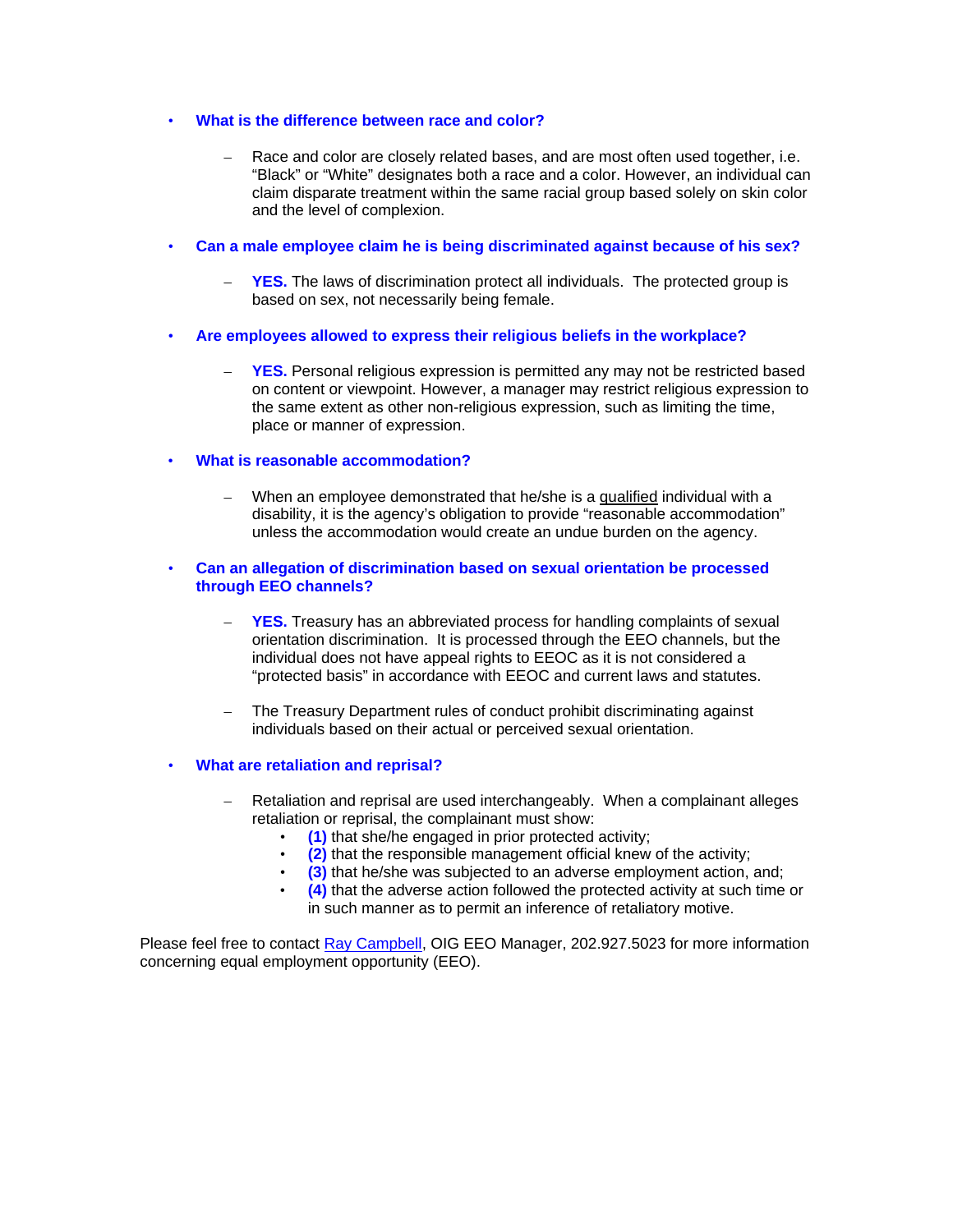- **What is the difference between race and color?**

  – Race and color are closely related bases, and are most often used together, i.e. "Black" or "White" designates both a race and a color. However, an individual can claim disparate treatment within the same racial group based solely on skin color and the level of complexion.

- **Can a male employee claim he is being discriminated against because of his sex?**

  – **YES.** The laws of discrimination protect all individuals. The protected group is based on sex, not necessarily being female.

- **Are employees allowed to express their religious beliefs in the workplace?**

  – **YES.** Personal religious expression is permitted any may not be restricted based on content or viewpoint. However, a manager may restrict religious expression to the same extent as other non-religious expression, such as limiting the time, place or manner of expression.

- **What is reasonable accommodation?**

  – When an employee demonstrated that he/she is a qualified individual with a disability, it is the agency's obligation to provide "reasonable accommodation" unless the accommodation would create an undue burden on the agency.

- **Can an allegation of discrimination based on sexual orientation be processed through EEO channels?**

  – **YES.** Treasury has an abbreviated process for handling complaints of sexual orientation discrimination. It is processed through the EEO channels, but the individual does not have appeal rights to EEOC as it is not considered a "protected basis" in accordance with EEOC and current laws and statutes.

  – The Treasury Department rules of conduct prohibit discriminating against individuals based on their actual or perceived sexual orientation.

- **What are retaliation and reprisal?**

  – Retaliation and reprisal are used interchangeably. When a complainant alleges retaliation or reprisal, the complainant must show:
    - **(1)** that she/he engaged in prior protected activity;
    - **(2)** that the responsible management official knew of the activity;
    - **(3)** that he/she was subjected to an adverse employment action, and;
    - **(4)** that the adverse action followed the protected activity at such time or in such manner as to permit an inference of retaliatory motive.

Please feel free to contact Ray Campbell, OIG EEO Manager, 202.927.5023 for more information concerning equal employment opportunity (EEO).